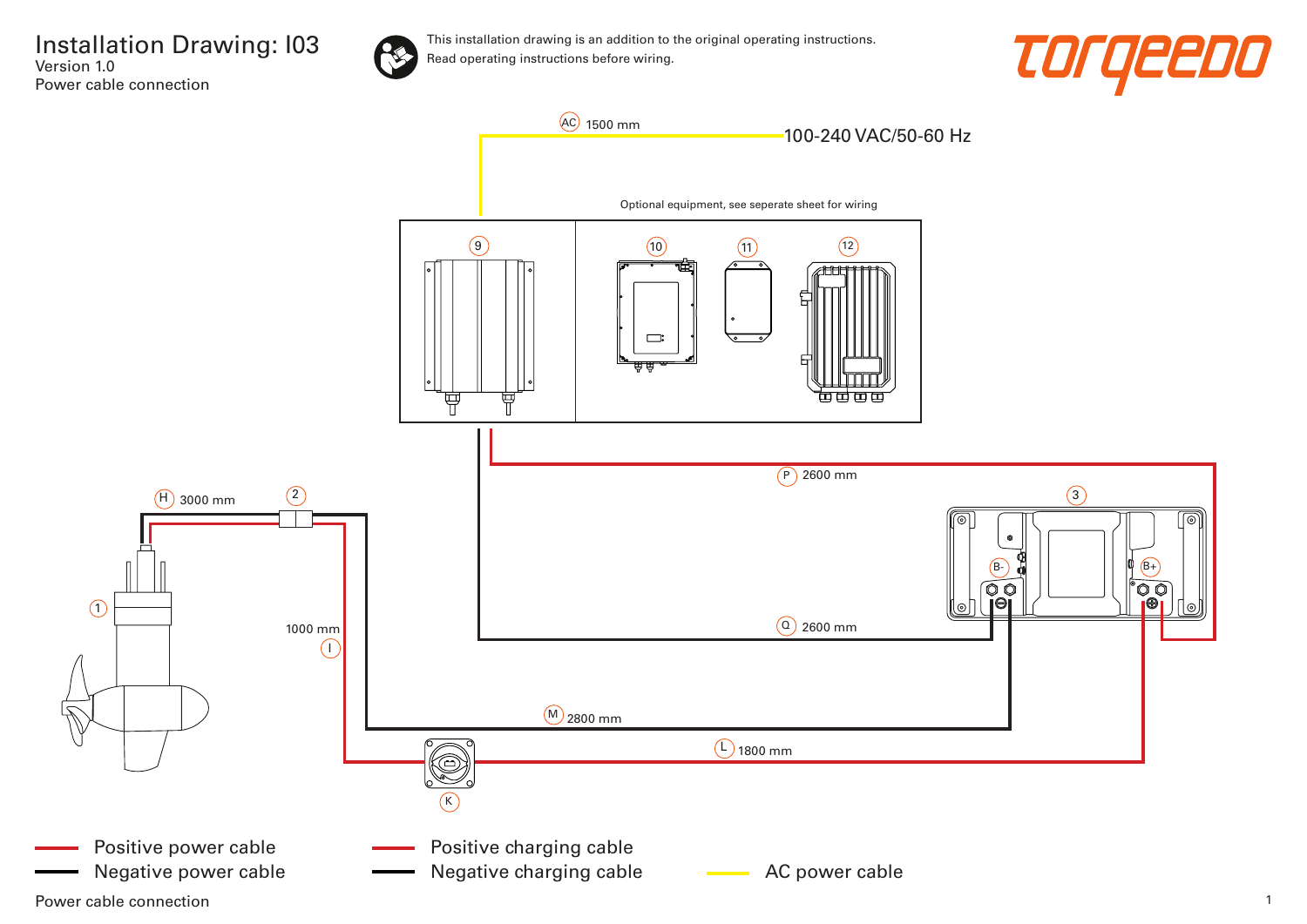# Installation Drawing: I03

Version 1.0

Power cable connection

This installation drawing is an addition to the original operating instructions.
Read operating instructions before wiring.

torqeedo

AC 1500 mm

100-240 VAC/50-60 Hz

Optional equipment, see seperate sheet for wiring

9 10 11 12

P 2600 mm

3

H 3000 mm

2

B-

B+

1

1000 mm

I

Q 2600 mm

M 2800 mm

L 1800 mm

K

- Positive power cable
- Negative power cable
- Positive charging cable
- Negative charging cable
- AC power cable

Power cable connection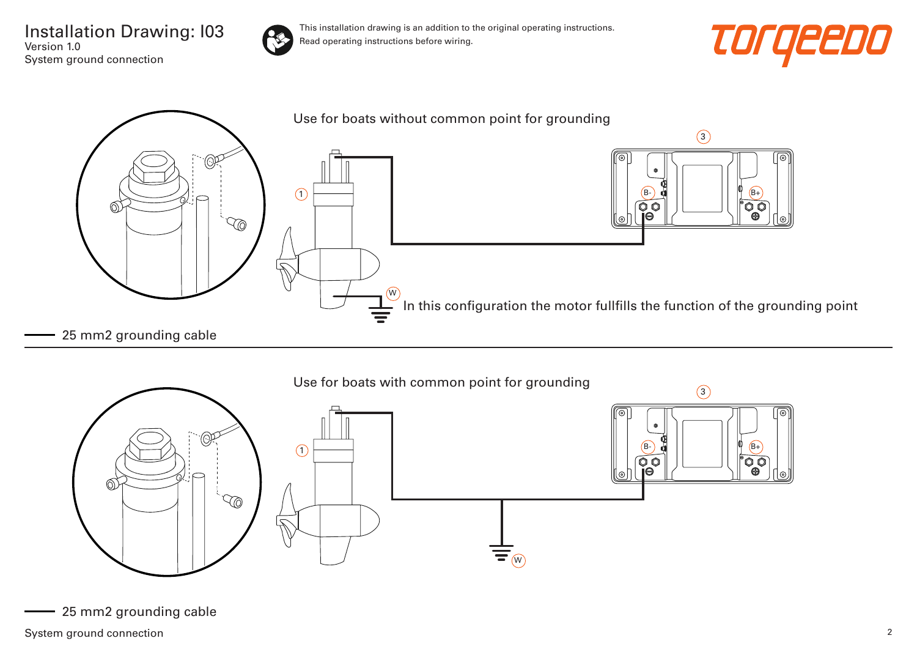# Installation Drawing: I03

Version 1.0

System ground connection

This installation drawing is an addition to the original operating instructions.
Read operating instructions before wiring.

Use for boats without common point for grounding

1

3

B-

B+

W

In this configuration the motor fullfills the function of the grounding point

25 mm2 grounding cable

Use for boats with common point for grounding

1

3

B-

B+

W

25 mm2 grounding cable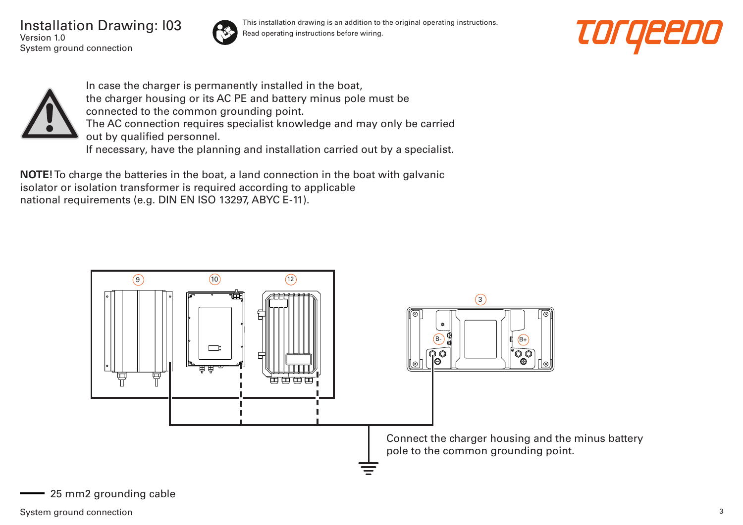# Installation Drawing: I03

Version 1.0
System ground connection

This installation drawing is an addition to the original operating instructions.
Read operating instructions before wiring.

In case the charger is permanently installed in the boat, the charger housing or its AC PE and battery minus pole must be connected to the common grounding point.
The AC connection requires specialist knowledge and may only be carried out by qualified personnel.
If necessary, have the planning and installation carried out by a specialist.

**NOTE!** To charge the batteries in the boat, a land connection in the boat with galvanic isolator or isolation transformer is required according to applicable national requirements (e.g. DIN EN ISO 13297, ABYC E-11).

9 10 12 3

B- B+

Connect the charger housing and the minus battery pole to the common grounding point.

25 mm2 grounding cable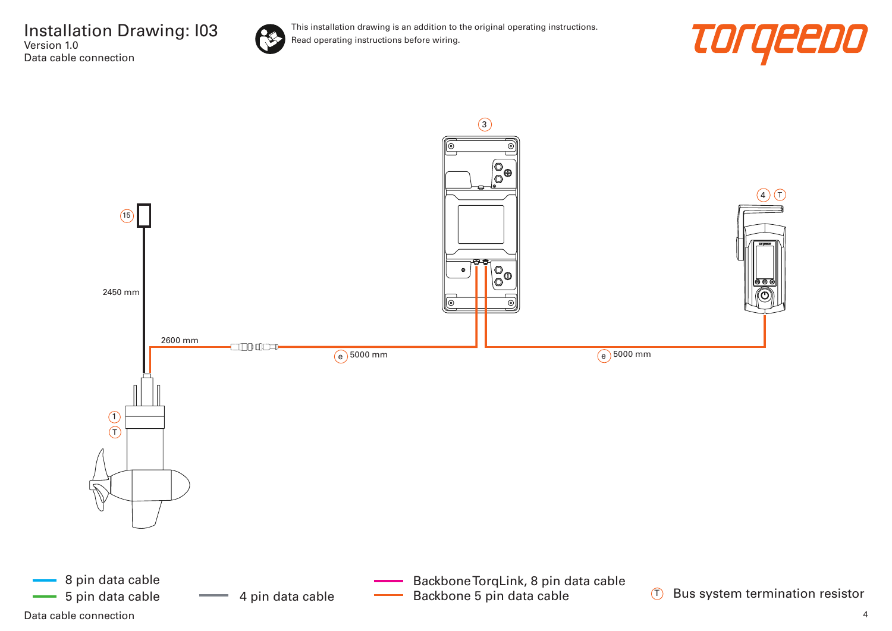# Installation Drawing: I03

Version 1.0

Data cable connection

This installation drawing is an addition to the original operating instructions.
Read operating instructions before wiring.

torqeedo

3

4 T

15

2450 mm

2600 mm

e 5000 mm

e 5000 mm

1

T

- 8 pin data cable
- 5 pin data cable
- 4 pin data cable
- Backbone TorqLink, 8 pin data cable
- Backbone 5 pin data cable
- T Bus system termination resistor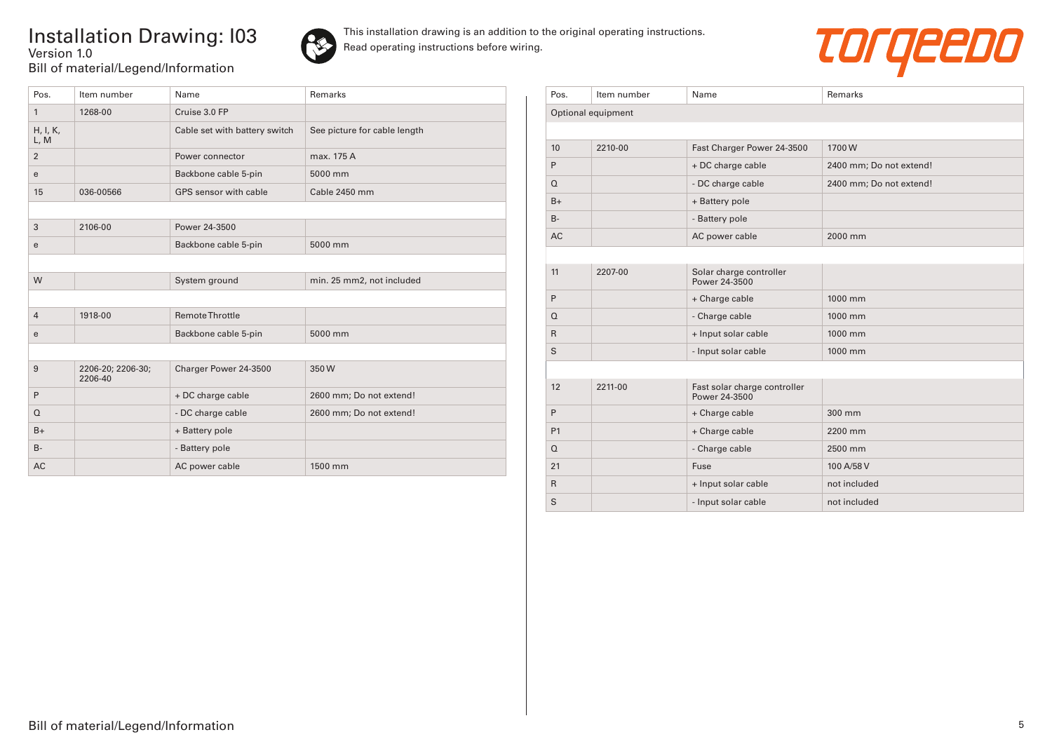# Installation Drawing: I03

Version 1.0

Bill of material/Legend/Information

This installation drawing is an addition to the original operating instructions. Read operating instructions before wiring.

| Pos. | Item number | Name | Remarks |
|---|---|---|---|
| 1 | 1268-00 | Cruise 3.0 FP | |
| H, I, K, L, M | | Cable set with battery switch | See picture for cable length |
| 2 | | Power connector | max. 175 A |
| e | | Backbone cable 5-pin | 5000 mm |
| 15 | 036-00566 | GPS sensor with cable | Cable 2450 mm |
| | | | |
| 3 | 2106-00 | Power 24-3500 | |
| e | | Backbone cable 5-pin | 5000 mm |
| | | | |
| W | | System ground | min. 25 mm2, not included |
| | | | |
| 4 | 1918-00 | Remote Throttle | |
| e | | Backbone cable 5-pin | 5000 mm |
| | | | |
| 9 | 2206-20; 2206-30; 2206-40 | Charger Power 24-3500 | 350 W |
| P | | + DC charge cable | 2600 mm; Do not extend! |
| Q | | - DC charge cable | 2600 mm; Do not extend! |
| B+ | | + Battery pole | |
| B- | | - Battery pole | |
| AC | | AC power cable | 1500 mm |

| Pos. | Item number | Name | Remarks |
|---|---|---|---|
| Optional equipment | | | |
| | | | |
| 10 | 2210-00 | Fast Charger Power 24-3500 | 1700 W |
| P | | + DC charge cable | 2400 mm; Do not extend! |
| Q | | - DC charge cable | 2400 mm; Do not extend! |
| B+ | | + Battery pole | |
| B- | | - Battery pole | |
| AC | | AC power cable | 2000 mm |
| | | | |
| 11 | 2207-00 | Solar charge controller Power 24-3500 | |
| P | | + Charge cable | 1000 mm |
| Q | | - Charge cable | 1000 mm |
| R | | + Input solar cable | 1000 mm |
| S | | - Input solar cable | 1000 mm |
| | | | |
| 12 | 2211-00 | Fast solar charge controller Power 24-3500 | |
| P | | + Charge cable | 300 mm |
| P1 | | + Charge cable | 2200 mm |
| Q | | - Charge cable | 2500 mm |
| 21 | | Fuse | 100 A/58 V |
| R | | + Input solar cable | not included |
| S | | - Input solar cable | not included |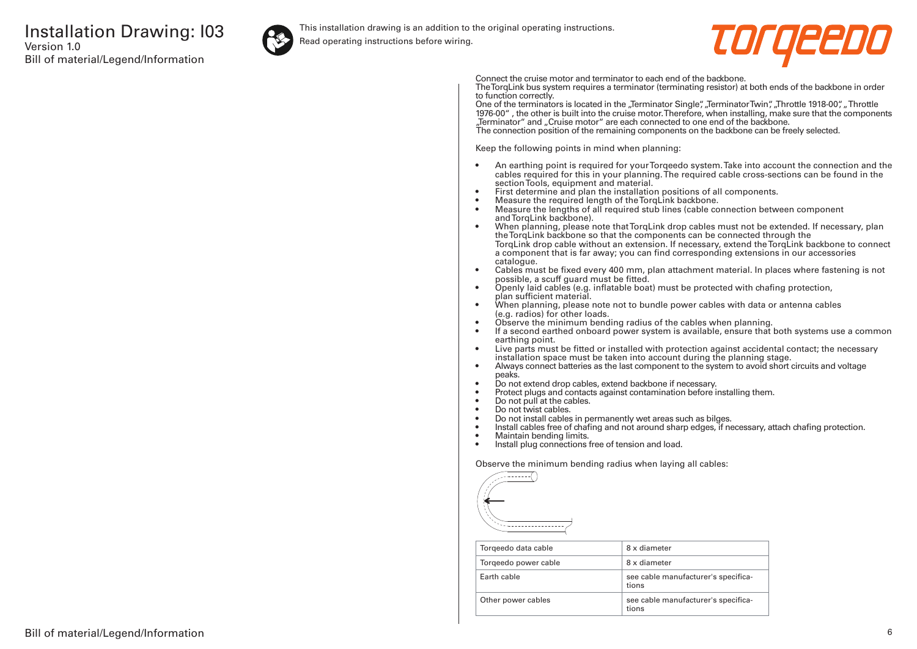# Installation Drawing: I03

Version 1.0

Bill of material/Legend/Information

This installation drawing is an addition to the original operating instructions.
Read operating instructions before wiring.

Connect the cruise motor and terminator to each end of the backbone.
The TorqLink bus system requires a terminator (terminating resistor) at both ends of the backbone in order to function correctly.
One of the terminators is located in the „Terminator Single", „Terminator Twin", „Throttle 1918-00", „Throttle 1976-00" , the other is built into the cruise motor. Therefore, when installing, make sure that the components „Terminator" and „Cruise motor" are each connected to one end of the backbone.
The connection position of the remaining components on the backbone can be freely selected.

Keep the following points in mind when planning:

- An earthing point is required for your Torqeedo system. Take into account the connection and the cables required for this in your planning. The required cable cross-sections can be found in the section Tools, equipment and material.
- First determine and plan the installation positions of all components.
- Measure the required length of the TorqLink backbone.
- Measure the lengths of all required stub lines (cable connection between component and TorqLink backbone).
- When planning, please note that TorqLink drop cables must not be extended. If necessary, plan the TorqLink backbone so that the components can be connected through the TorqLink drop cable without an extension. If necessary, extend the TorqLink backbone to connect a component that is far away; you can find corresponding extensions in our accessories catalogue.
- Cables must be fixed every 400 mm, plan attachment material. In places where fastening is not possible, a scuff guard must be fitted.
- Openly laid cables (e.g. inflatable boat) must be protected with chafing protection, plan sufficient material.
- When planning, please note not to bundle power cables with data or antenna cables (e.g. radios) for other loads.
- Observe the minimum bending radius of the cables when planning.
- If a second earthed onboard power system is available, ensure that both systems use a common earthing point.
- Live parts must be fitted or installed with protection against accidental contact; the necessary installation space must be taken into account during the planning stage.
- Always connect batteries as the last component to the system to avoid short circuits and voltage peaks.
- Do not extend drop cables, extend backbone if necessary.
- Protect plugs and contacts against contamination before installing them.
- Do not pull at the cables.
- Do not twist cables.
- Do not install cables in permanently wet areas such as bilges.
- Install cables free of chafing and not around sharp edges, if necessary, attach chafing protection.
- Maintain bending limits.
- Install plug connections free of tension and load.

Observe the minimum bending radius when laying all cables:

| Cable | Minimum bending radius |
|---|---|
| Torqeedo data cable | 8 x diameter |
| Torqeedo power cable | 8 x diameter |
| Earth cable | see cable manufacturer's specifications |
| Other power cables | see cable manufacturer's specifications |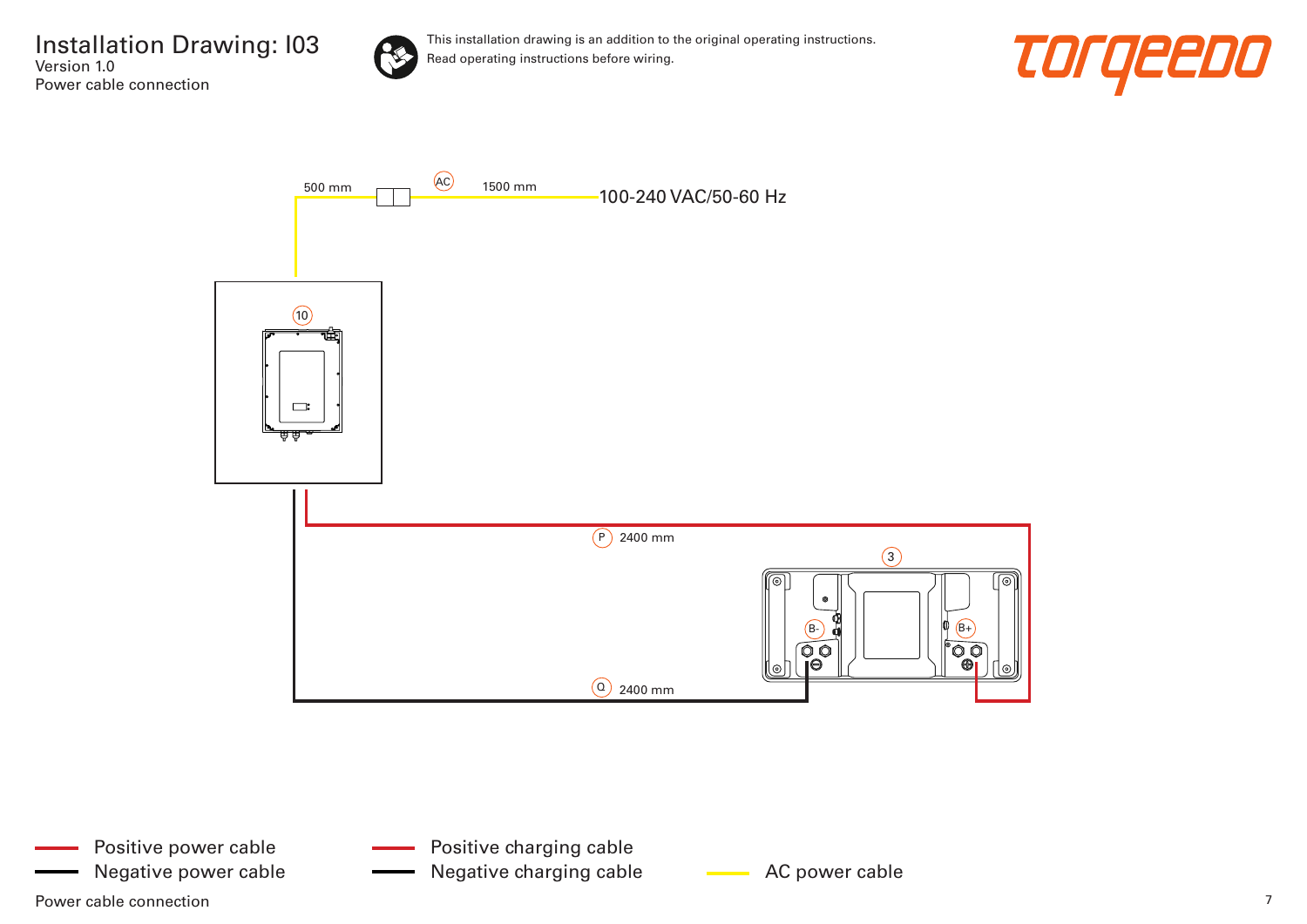# Installation Drawing: I03

Version 1.0

Power cable connection

This installation drawing is an addition to the original operating instructions.
Read operating instructions before wiring.

torqeedo

500 mm

AC

1500 mm

100-240 VAC/50-60 Hz

10

P 2400 mm

3

B-

B+

Q 2400 mm

- Positive power cable
- Negative power cable
- Positive charging cable
- Negative charging cable
- AC power cable

Power cable connection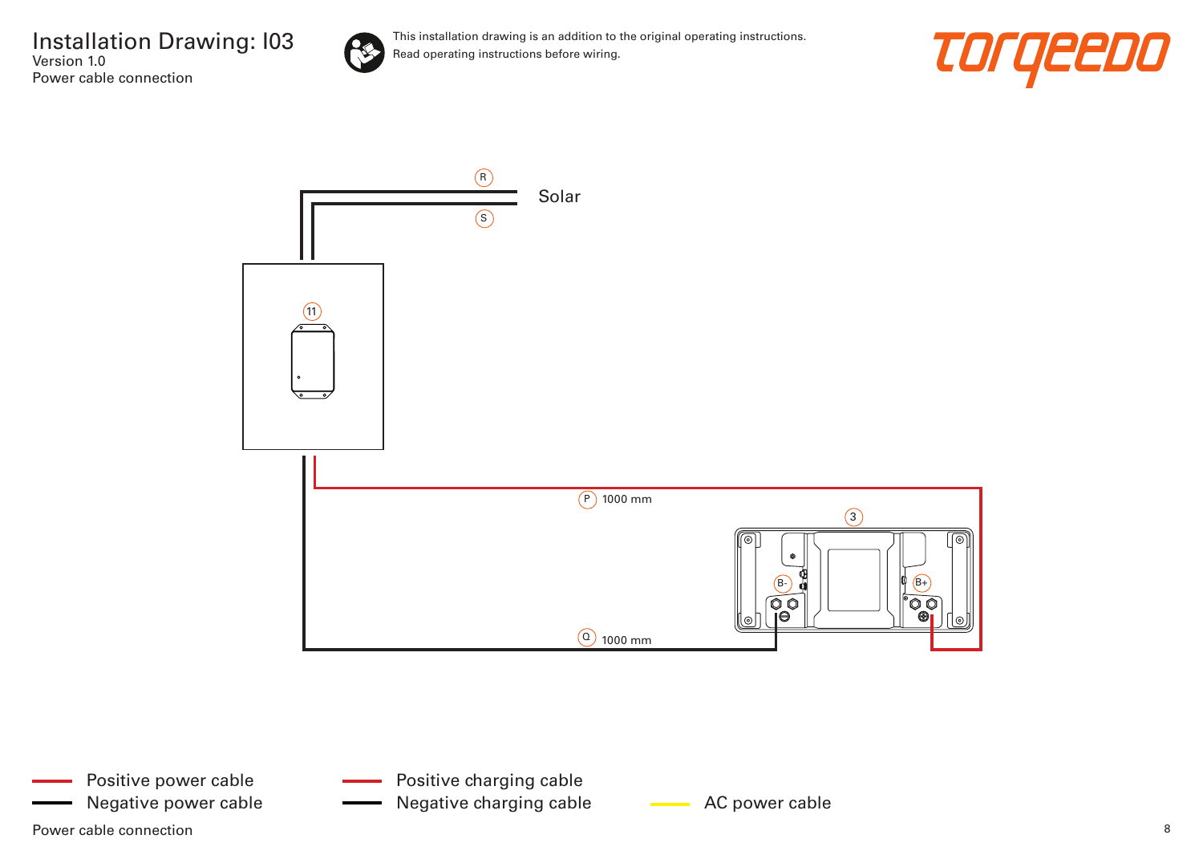# Installation Drawing: I03

Version 1.0

Power cable connection

This installation drawing is an addition to the original operating instructions.
Read operating instructions before wiring.

torqeedo

R

Solar

S

11

P 1000 mm

3

B-

B+

Q 1000 mm

Positive power cable
Negative power cable

Positive charging cable
Negative charging cable

AC power cable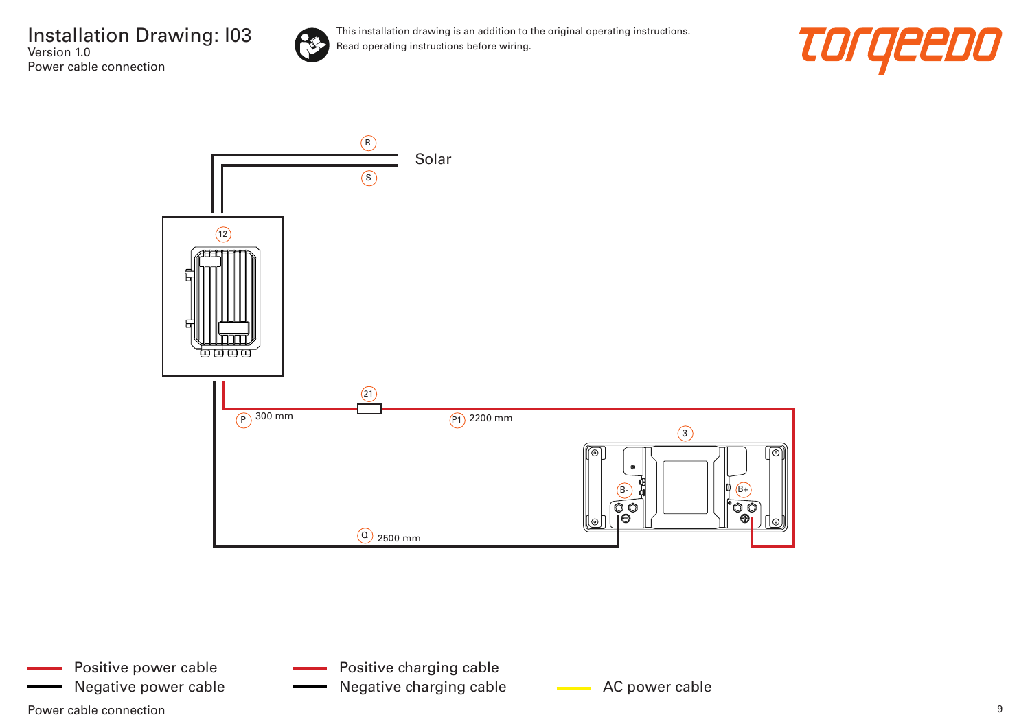# Installation Drawing: I03

Version 1.0
Power cable connection

This installation drawing is an addition to the original operating instructions.
Read operating instructions before wiring.

torqeedo

R

S

Solar

12

21

P 300 mm

P1 2200 mm

3

B-

B+

Q 2500 mm

Positive power cable
Negative power cable

Positive charging cable
Negative charging cable

AC power cable

Power cable connection